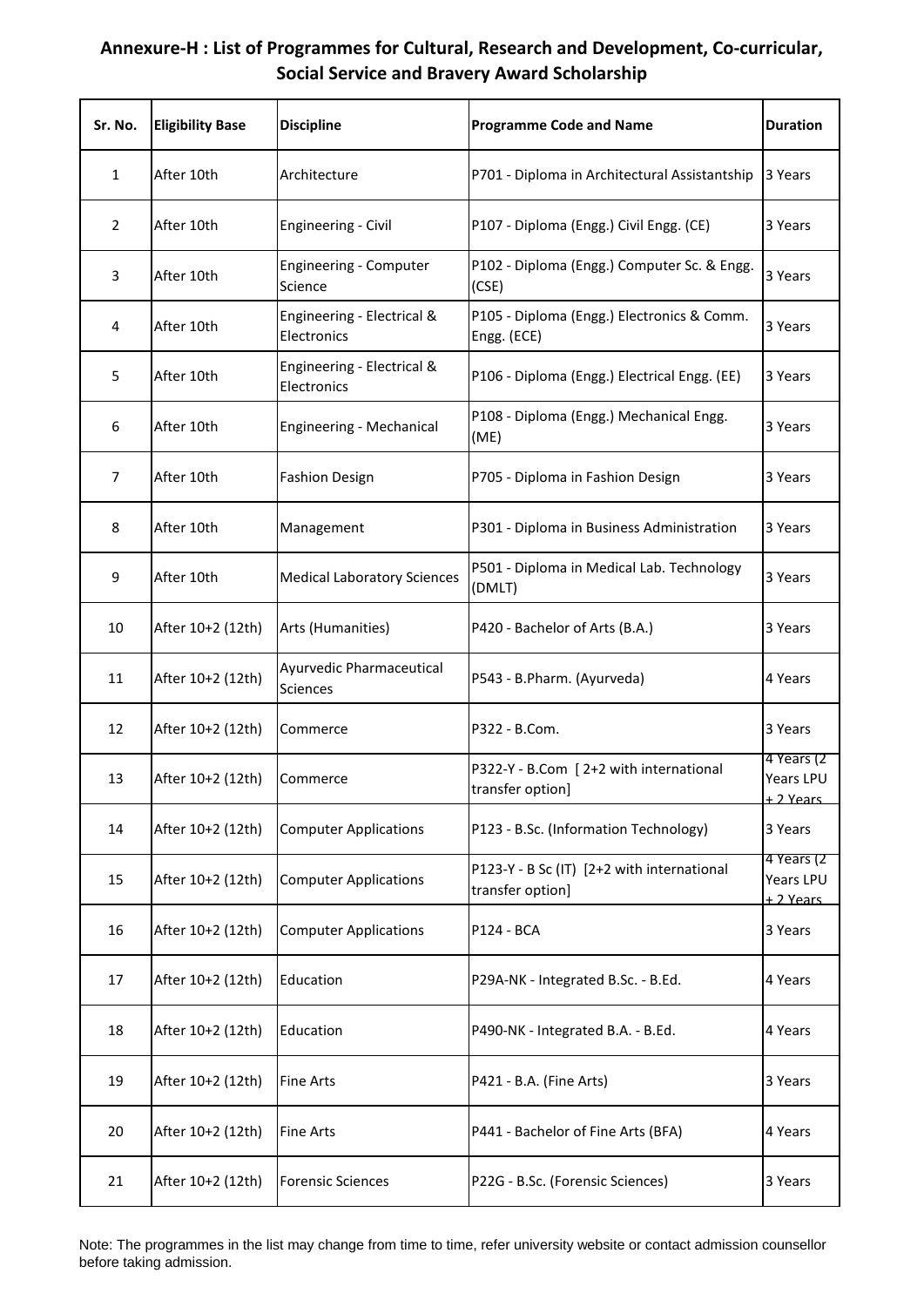## Annexure-H : List of Programmes for Cultural, Research and Development, Co-curricular, Social Service and Bravery Award Scholarship

| Sr. No. | Eligibility Base | Discipline | Programme Code and Name | Duration |
|---|---|---|---|---|
| 1 | After 10th | Architecture | P701 - Diploma in Architectural Assistantship | 3 Years |
| 2 | After 10th | Engineering - Civil | P107 - Diploma (Engg.) Civil Engg. (CE) | 3 Years |
| 3 | After 10th | Engineering - Computer Science | P102 - Diploma (Engg.) Computer Sc. & Engg. (CSE) | 3 Years |
| 4 | After 10th | Engineering - Electrical & Electronics | P105 - Diploma (Engg.) Electronics & Comm. Engg. (ECE) | 3 Years |
| 5 | After 10th | Engineering - Electrical & Electronics | P106 - Diploma (Engg.) Electrical Engg. (EE) | 3 Years |
| 6 | After 10th | Engineering - Mechanical | P108 - Diploma (Engg.) Mechanical Engg. (ME) | 3 Years |
| 7 | After 10th | Fashion Design | P705 - Diploma in Fashion Design | 3 Years |
| 8 | After 10th | Management | P301 - Diploma in Business Administration | 3 Years |
| 9 | After 10th | Medical Laboratory Sciences | P501 - Diploma in Medical Lab. Technology (DMLT) | 3 Years |
| 10 | After 10+2 (12th) | Arts (Humanities) | P420 - Bachelor of Arts (B.A.) | 3 Years |
| 11 | After 10+2 (12th) | Ayurvedic Pharmaceutical Sciences | P543 - B.Pharm. (Ayurveda) | 4 Years |
| 12 | After 10+2 (12th) | Commerce | P322 - B.Com. | 3 Years |
| 13 | After 10+2 (12th) | Commerce | P322-Y - B.Com [ 2+2 with international transfer option] | 4 Years (2 Years LPU + 2 Years |
| 14 | After 10+2 (12th) | Computer Applications | P123 - B.Sc. (Information Technology) | 3 Years |
| 15 | After 10+2 (12th) | Computer Applications | P123-Y - B Sc (IT) [2+2 with international transfer option] | 4 Years (2 Years LPU + 2 Years |
| 16 | After 10+2 (12th) | Computer Applications | P124 - BCA | 3 Years |
| 17 | After 10+2 (12th) | Education | P29A-NK - Integrated B.Sc. - B.Ed. | 4 Years |
| 18 | After 10+2 (12th) | Education | P490-NK - Integrated B.A. - B.Ed. | 4 Years |
| 19 | After 10+2 (12th) | Fine Arts | P421 - B.A. (Fine Arts) | 3 Years |
| 20 | After 10+2 (12th) | Fine Arts | P441 - Bachelor of Fine Arts (BFA) | 4 Years |
| 21 | After 10+2 (12th) | Forensic Sciences | P22G - B.Sc. (Forensic Sciences) | 3 Years |

Note: The programmes in the list may change from time to time, refer university website or contact admission counsellor before taking admission.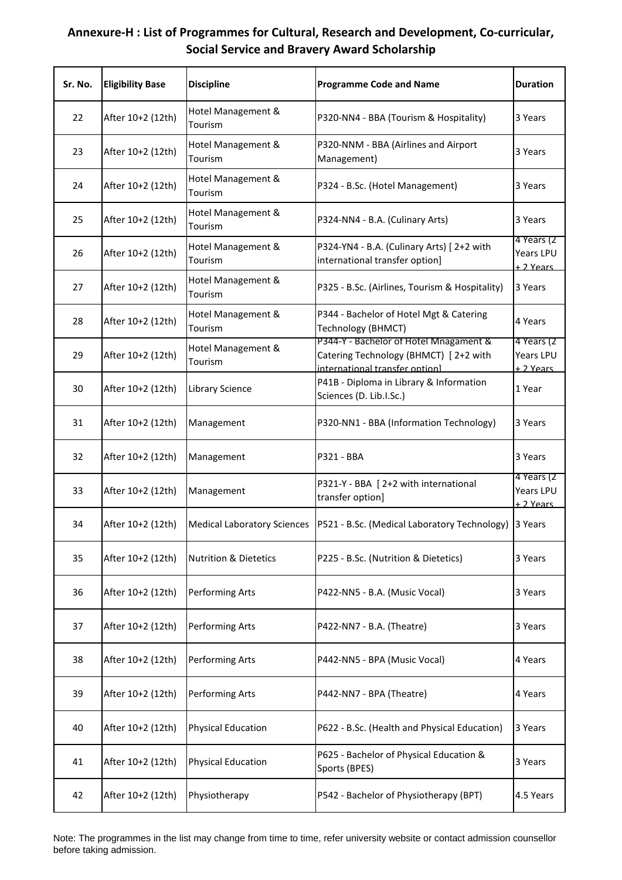## Annexure-H : List of Programmes for Cultural, Research and Development, Co-curricular, Social Service and Bravery Award Scholarship

| Sr. No. | Eligibility Base | Discipline | Programme Code and Name | Duration |
|---|---|---|---|---|
| 22 | After 10+2 (12th) | Hotel Management & Tourism | P320-NN4 - BBA (Tourism & Hospitality) | 3 Years |
| 23 | After 10+2 (12th) | Hotel Management & Tourism | P320-NNM - BBA (Airlines and Airport Management) | 3 Years |
| 24 | After 10+2 (12th) | Hotel Management & Tourism | P324 - B.Sc. (Hotel Management) | 3 Years |
| 25 | After 10+2 (12th) | Hotel Management & Tourism | P324-NN4 - B.A. (Culinary Arts) | 3 Years |
| 26 | After 10+2 (12th) | Hotel Management & Tourism | P324-YN4 - B.A. (Culinary Arts) [ 2+2 with international transfer option] | 4 Years (2 Years LPU + 2 Years |
| 27 | After 10+2 (12th) | Hotel Management & Tourism | P325 - B.Sc. (Airlines, Tourism & Hospitality) | 3 Years |
| 28 | After 10+2 (12th) | Hotel Management & Tourism | P344 - Bachelor of Hotel Mgt & Catering Technology (BHMCT) | 4 Years |
| 29 | After 10+2 (12th) | Hotel Management & Tourism | P344-Y - Bachelor of Hotel Mnagament & Catering Technology (BHMCT) [ 2+2 with international transfer option] | 4 Years (2 Years LPU + 2 Years |
| 30 | After 10+2 (12th) | Library Science | P41B - Diploma in Library & Information Sciences (D. Lib.I.Sc.) | 1 Year |
| 31 | After 10+2 (12th) | Management | P320-NN1 - BBA (Information Technology) | 3 Years |
| 32 | After 10+2 (12th) | Management | P321 - BBA | 3 Years |
| 33 | After 10+2 (12th) | Management | P321-Y - BBA [ 2+2 with international transfer option] | 4 Years (2 Years LPU + 2 Years |
| 34 | After 10+2 (12th) | Medical Laboratory Sciences | P521 - B.Sc. (Medical Laboratory Technology) | 3 Years |
| 35 | After 10+2 (12th) | Nutrition & Dietetics | P225 - B.Sc. (Nutrition & Dietetics) | 3 Years |
| 36 | After 10+2 (12th) | Performing Arts | P422-NN5 - B.A. (Music Vocal) | 3 Years |
| 37 | After 10+2 (12th) | Performing Arts | P422-NN7 - B.A. (Theatre) | 3 Years |
| 38 | After 10+2 (12th) | Performing Arts | P442-NN5 - BPA (Music Vocal) | 4 Years |
| 39 | After 10+2 (12th) | Performing Arts | P442-NN7 - BPA (Theatre) | 4 Years |
| 40 | After 10+2 (12th) | Physical Education | P622 - B.Sc. (Health and Physical Education) | 3 Years |
| 41 | After 10+2 (12th) | Physical Education | P625 - Bachelor of Physical Education & Sports (BPES) | 3 Years |
| 42 | After 10+2 (12th) | Physiotherapy | P542 - Bachelor of Physiotherapy (BPT) | 4.5 Years |

Note: The programmes in the list may change from time to time, refer university website or contact admission counsellor before taking admission.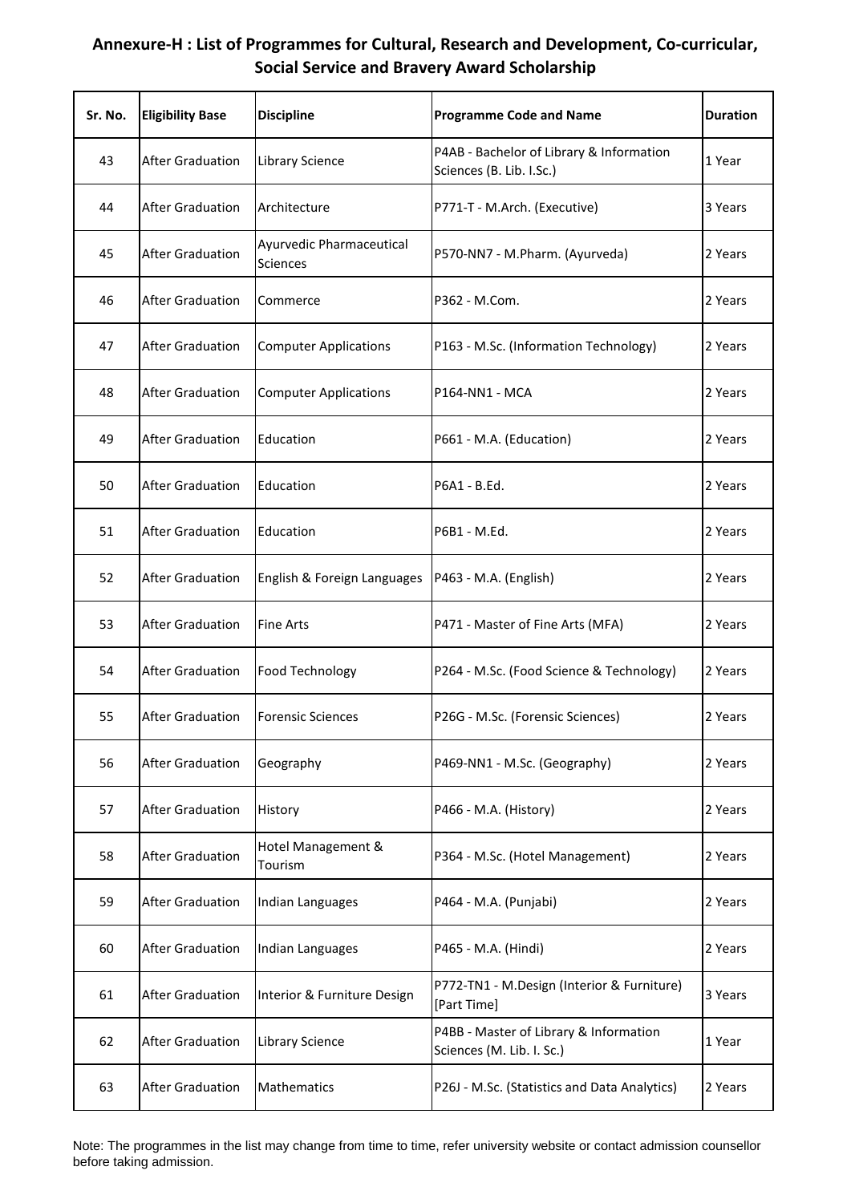# Annexure-H : List of Programmes for Cultural, Research and Development, Co-curricular, Social Service and Bravery Award Scholarship

| Sr. No. | Eligibility Base | Discipline | Programme Code and Name | Duration |
|---|---|---|---|---|
| 43 | After Graduation | Library Science | P4AB - Bachelor of Library & Information Sciences (B. Lib. I.Sc.) | 1 Year |
| 44 | After Graduation | Architecture | P771-T - M.Arch. (Executive) | 3 Years |
| 45 | After Graduation | Ayurvedic Pharmaceutical Sciences | P570-NN7 - M.Pharm. (Ayurveda) | 2 Years |
| 46 | After Graduation | Commerce | P362 - M.Com. | 2 Years |
| 47 | After Graduation | Computer Applications | P163 - M.Sc. (Information Technology) | 2 Years |
| 48 | After Graduation | Computer Applications | P164-NN1 - MCA | 2 Years |
| 49 | After Graduation | Education | P661 - M.A. (Education) | 2 Years |
| 50 | After Graduation | Education | P6A1 - B.Ed. | 2 Years |
| 51 | After Graduation | Education | P6B1 - M.Ed. | 2 Years |
| 52 | After Graduation | English & Foreign Languages | P463 - M.A. (English) | 2 Years |
| 53 | After Graduation | Fine Arts | P471 - Master of Fine Arts (MFA) | 2 Years |
| 54 | After Graduation | Food Technology | P264 - M.Sc. (Food Science & Technology) | 2 Years |
| 55 | After Graduation | Forensic Sciences | P26G - M.Sc. (Forensic Sciences) | 2 Years |
| 56 | After Graduation | Geography | P469-NN1 - M.Sc. (Geography) | 2 Years |
| 57 | After Graduation | History | P466 - M.A. (History) | 2 Years |
| 58 | After Graduation | Hotel Management & Tourism | P364 - M.Sc. (Hotel Management) | 2 Years |
| 59 | After Graduation | Indian Languages | P464 - M.A. (Punjabi) | 2 Years |
| 60 | After Graduation | Indian Languages | P465 - M.A. (Hindi) | 2 Years |
| 61 | After Graduation | Interior & Furniture Design | P772-TN1 - M.Design (Interior & Furniture) [Part Time] | 3 Years |
| 62 | After Graduation | Library Science | P4BB - Master of Library & Information Sciences (M. Lib. I. Sc.) | 1 Year |
| 63 | After Graduation | Mathematics | P26J - M.Sc. (Statistics and Data Analytics) | 2 Years |

Note: The programmes in the list may change from time to time, refer university website or contact admission counsellor before taking admission.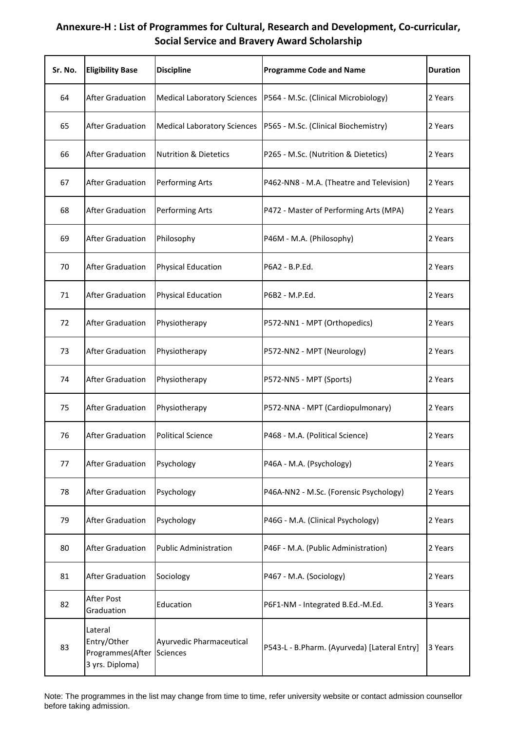## Annexure-H : List of Programmes for Cultural, Research and Development, Co-curricular, Social Service and Bravery Award Scholarship

| Sr. No. | Eligibility Base | Discipline | Programme Code and Name | Duration |
|---|---|---|---|---|
| 64 | After Graduation | Medical Laboratory Sciences | P564 - M.Sc. (Clinical Microbiology) | 2 Years |
| 65 | After Graduation | Medical Laboratory Sciences | P565 - M.Sc. (Clinical Biochemistry) | 2 Years |
| 66 | After Graduation | Nutrition & Dietetics | P265 - M.Sc. (Nutrition & Dietetics) | 2 Years |
| 67 | After Graduation | Performing Arts | P462-NN8 - M.A. (Theatre and Television) | 2 Years |
| 68 | After Graduation | Performing Arts | P472 - Master of Performing Arts (MPA) | 2 Years |
| 69 | After Graduation | Philosophy | P46M - M.A. (Philosophy) | 2 Years |
| 70 | After Graduation | Physical Education | P6A2 - B.P.Ed. | 2 Years |
| 71 | After Graduation | Physical Education | P6B2 - M.P.Ed. | 2 Years |
| 72 | After Graduation | Physiotherapy | P572-NN1 - MPT (Orthopedics) | 2 Years |
| 73 | After Graduation | Physiotherapy | P572-NN2 - MPT (Neurology) | 2 Years |
| 74 | After Graduation | Physiotherapy | P572-NN5 - MPT (Sports) | 2 Years |
| 75 | After Graduation | Physiotherapy | P572-NNA - MPT (Cardiopulmonary) | 2 Years |
| 76 | After Graduation | Political Science | P468 - M.A. (Political Science) | 2 Years |
| 77 | After Graduation | Psychology | P46A - M.A. (Psychology) | 2 Years |
| 78 | After Graduation | Psychology | P46A-NN2 - M.Sc. (Forensic Psychology) | 2 Years |
| 79 | After Graduation | Psychology | P46G - M.A. (Clinical Psychology) | 2 Years |
| 80 | After Graduation | Public Administration | P46F - M.A. (Public Administration) | 2 Years |
| 81 | After Graduation | Sociology | P467 - M.A. (Sociology) | 2 Years |
| 82 | After Post Graduation | Education | P6F1-NM - Integrated B.Ed.-M.Ed. | 3 Years |
| 83 | Lateral Entry/Other Programmes(After 3 yrs. Diploma) | Ayurvedic Pharmaceutical Sciences | P543-L - B.Pharm. (Ayurveda) [Lateral Entry] | 3 Years |

Note: The programmes in the list may change from time to time, refer university website or contact admission counsellor before taking admission.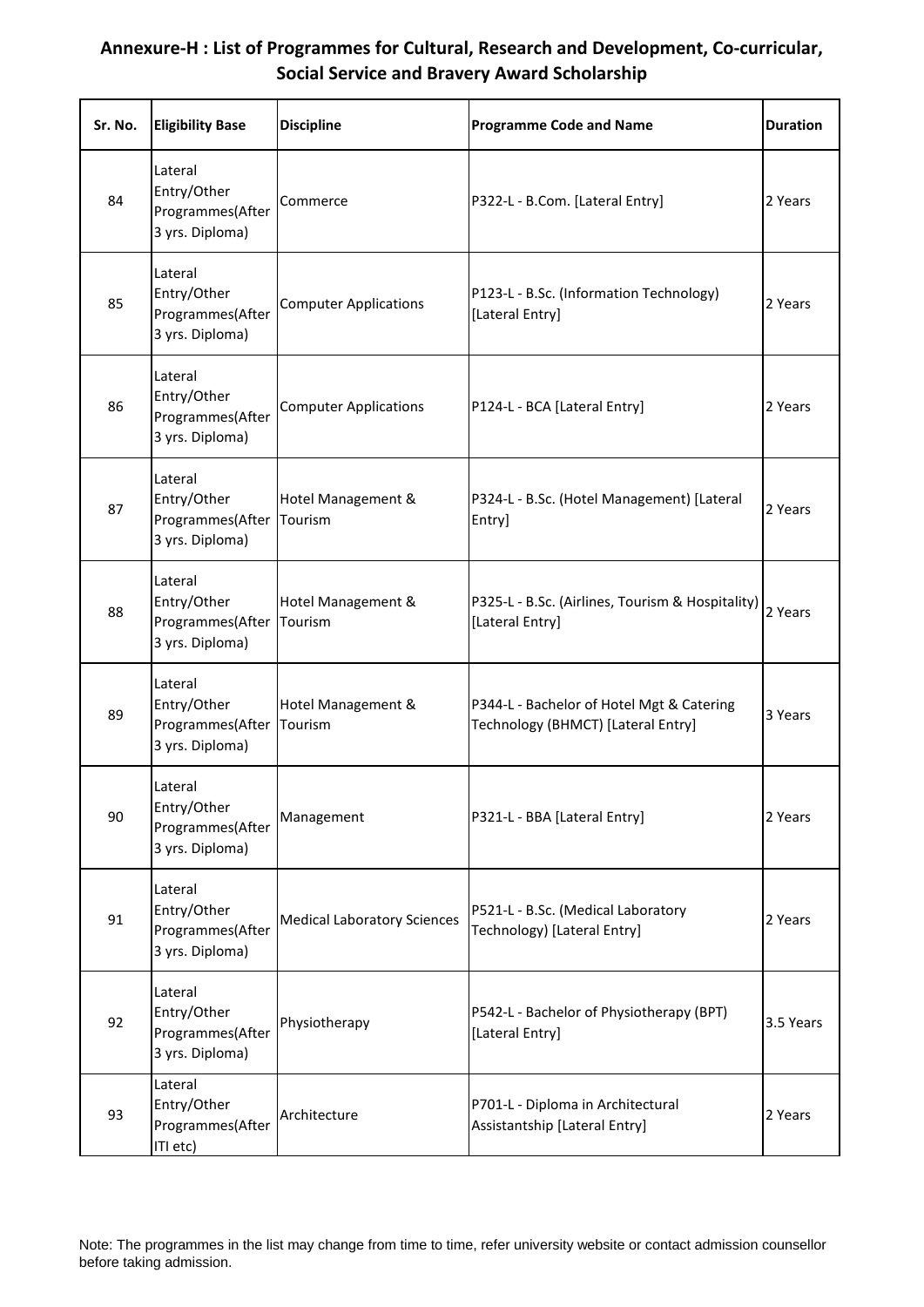# Annexure-H : List of Programmes for Cultural, Research and Development, Co-curricular, Social Service and Bravery Award Scholarship

| Sr. No. | Eligibility Base | Discipline | Programme Code and Name | Duration |
|---|---|---|---|---|
| 84 | Lateral Entry/Other Programmes(After 3 yrs. Diploma) | Commerce | P322-L - B.Com. [Lateral Entry] | 2 Years |
| 85 | Lateral Entry/Other Programmes(After 3 yrs. Diploma) | Computer Applications | P123-L - B.Sc. (Information Technology) [Lateral Entry] | 2 Years |
| 86 | Lateral Entry/Other Programmes(After 3 yrs. Diploma) | Computer Applications | P124-L - BCA [Lateral Entry] | 2 Years |
| 87 | Lateral Entry/Other Programmes(After 3 yrs. Diploma) | Hotel Management & Tourism | P324-L - B.Sc. (Hotel Management) [Lateral Entry] | 2 Years |
| 88 | Lateral Entry/Other Programmes(After 3 yrs. Diploma) | Hotel Management & Tourism | P325-L - B.Sc. (Airlines, Tourism & Hospitality) [Lateral Entry] | 2 Years |
| 89 | Lateral Entry/Other Programmes(After 3 yrs. Diploma) | Hotel Management & Tourism | P344-L - Bachelor of Hotel Mgt & Catering Technology (BHMCT) [Lateral Entry] | 3 Years |
| 90 | Lateral Entry/Other Programmes(After 3 yrs. Diploma) | Management | P321-L - BBA [Lateral Entry] | 2 Years |
| 91 | Lateral Entry/Other Programmes(After 3 yrs. Diploma) | Medical Laboratory Sciences | P521-L - B.Sc. (Medical Laboratory Technology) [Lateral Entry] | 2 Years |
| 92 | Lateral Entry/Other Programmes(After 3 yrs. Diploma) | Physiotherapy | P542-L - Bachelor of Physiotherapy (BPT) [Lateral Entry] | 3.5 Years |
| 93 | Lateral Entry/Other Programmes(After ITI etc) | Architecture | P701-L - Diploma in Architectural Assistantship [Lateral Entry] | 2 Years |

Note: The programmes in the list may change from time to time, refer university website or contact admission counsellor before taking admission.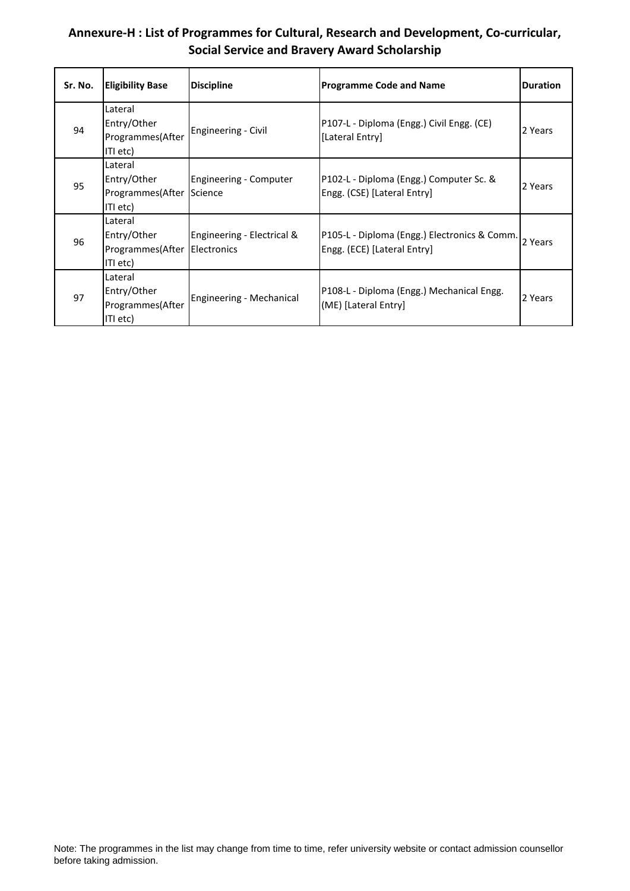# Annexure-H : List of Programmes for Cultural, Research and Development, Co-curricular, Social Service and Bravery Award Scholarship

| Sr. No. | Eligibility Base | Discipline | Programme Code and Name | Duration |
|---|---|---|---|---|
| 94 | Lateral Entry/Other Programmes(After ITI etc) | Engineering - Civil | P107-L - Diploma (Engg.) Civil Engg. (CE) [Lateral Entry] | 2 Years |
| 95 | Lateral Entry/Other Programmes(After ITI etc) | Engineering - Computer Science | P102-L - Diploma (Engg.) Computer Sc. & Engg. (CSE) [Lateral Entry] | 2 Years |
| 96 | Lateral Entry/Other Programmes(After ITI etc) | Engineering - Electrical & Electronics | P105-L - Diploma (Engg.) Electronics & Comm. Engg. (ECE) [Lateral Entry] | 2 Years |
| 97 | Lateral Entry/Other Programmes(After ITI etc) | Engineering - Mechanical | P108-L - Diploma (Engg.) Mechanical Engg. (ME) [Lateral Entry] | 2 Years |

Note: The programmes in the list may change from time to time, refer university website or contact admission counsellor before taking admission.